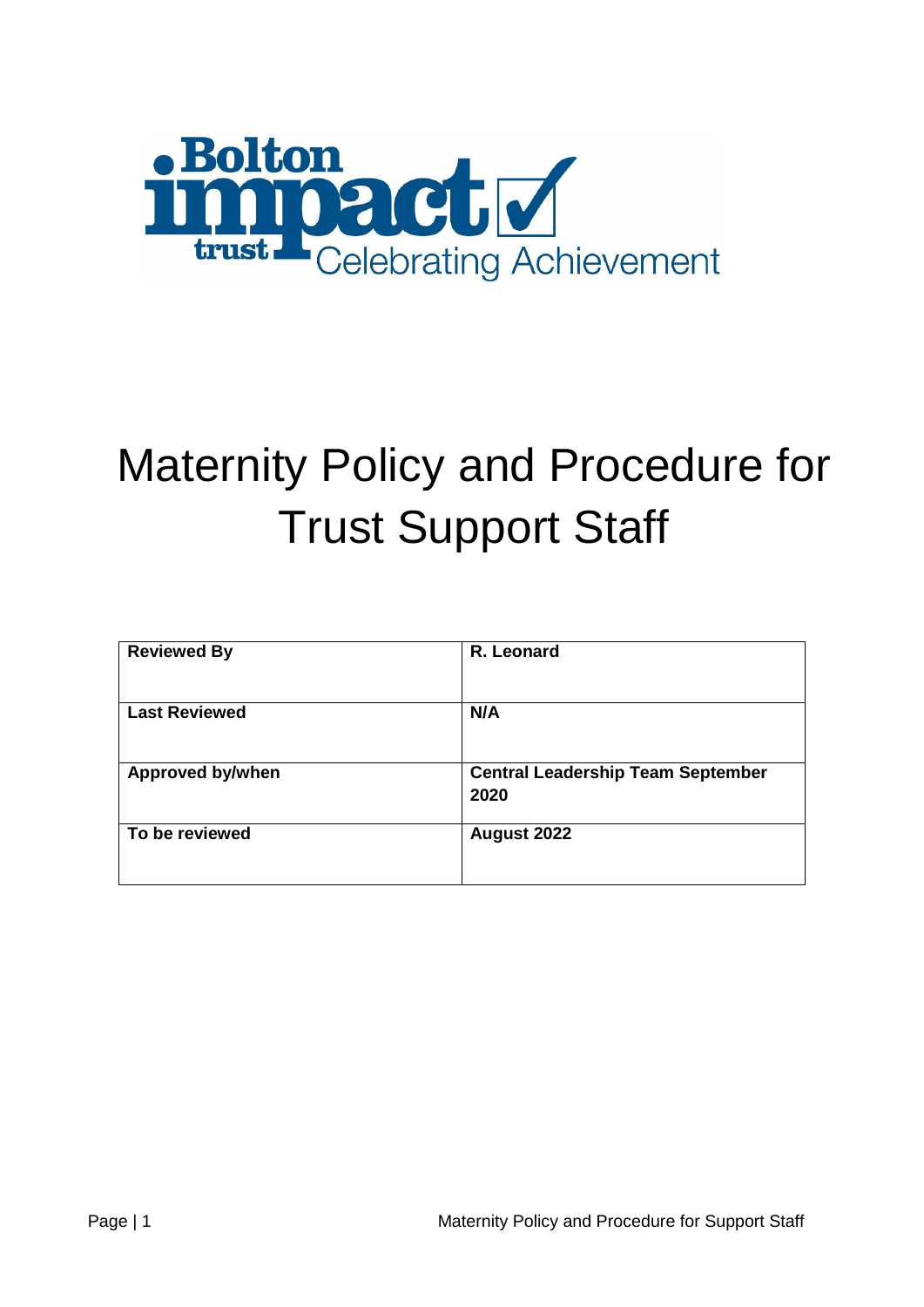Bolton impact trust Celebrating Achievement

# Maternity Policy and Procedure for Trust Support Staff

| **Reviewed By** | **R. Leonard** |
|---|---|
| **Last Reviewed** | **N/A** |
| **Approved by/when** | **Central Leadership Team September 2020** |
| **To be reviewed** | **August 2022** |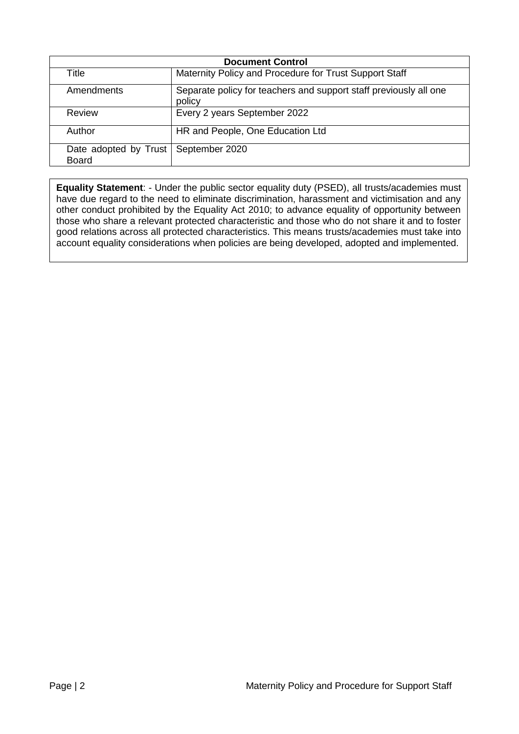| Document Control | |
|---|---|
| Title | Maternity Policy and Procedure for Trust Support Staff |
| Amendments | Separate policy for teachers and support staff previously all one policy |
| Review | Every 2 years September 2022 |
| Author | HR and People, One Education Ltd |
| Date adopted by Trust Board | September 2020 |

**Equality Statement**: - Under the public sector equality duty (PSED), all trusts/academies must have due regard to the need to eliminate discrimination, harassment and victimisation and any other conduct prohibited by the Equality Act 2010; to advance equality of opportunity between those who share a relevant protected characteristic and those who do not share it and to foster good relations across all protected characteristics. This means trusts/academies must take into account equality considerations when policies are being developed, adopted and implemented.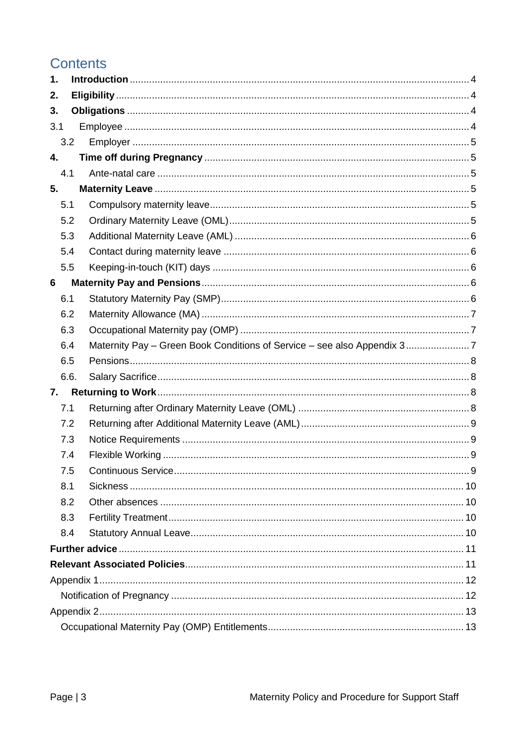# Contents

| | | |
|---|---|---|
| **1.** | **Introduction** | 4 |
| **2.** | **Eligibility** | 4 |
| **3.** | **Obligations** | 4 |
| 3.1 | Employee | 4 |
| 3.2 | Employer | 5 |
| **4.** | **Time off during Pregnancy** | 5 |
| 4.1 | Ante-natal care | 5 |
| **5.** | **Maternity Leave** | 5 |
| 5.1 | Compulsory maternity leave | 5 |
| 5.2 | Ordinary Maternity Leave (OML) | 5 |
| 5.3 | Additional Maternity Leave (AML) | 6 |
| 5.4 | Contact during maternity leave | 6 |
| 5.5 | Keeping-in-touch (KIT) days | 6 |
| **6** | **Maternity Pay and Pensions** | 6 |
| 6.1 | Statutory Maternity Pay (SMP) | 6 |
| 6.2 | Maternity Allowance (MA) | 7 |
| 6.3 | Occupational Maternity pay (OMP) | 7 |
| 6.4 | Maternity Pay – Green Book Conditions of Service – see also Appendix 3 | 7 |
| 6.5 | Pensions | 8 |
| 6.6. | Salary Sacrifice | 8 |
| **7.** | **Returning to Work** | 8 |
| 7.1 | Returning after Ordinary Maternity Leave (OML) | 8 |
| 7.2 | Returning after Additional Maternity Leave (AML) | 9 |
| 7.3 | Notice Requirements | 9 |
| 7.4 | Flexible Working | 9 |
| 7.5 | Continuous Service | 9 |
| 8.1 | Sickness | 10 |
| 8.2 | Other absences | 10 |
| 8.3 | Fertility Treatment | 10 |
| 8.4 | Statutory Annual Leave | 10 |
| **Further advice** | | 11 |
| **Relevant Associated Policies** | | 11 |
| Appendix 1 | | 12 |
| | Notification of Pregnancy | 12 |
| Appendix 2 | | 13 |
| | Occupational Maternity Pay (OMP) Entitlements | 13 |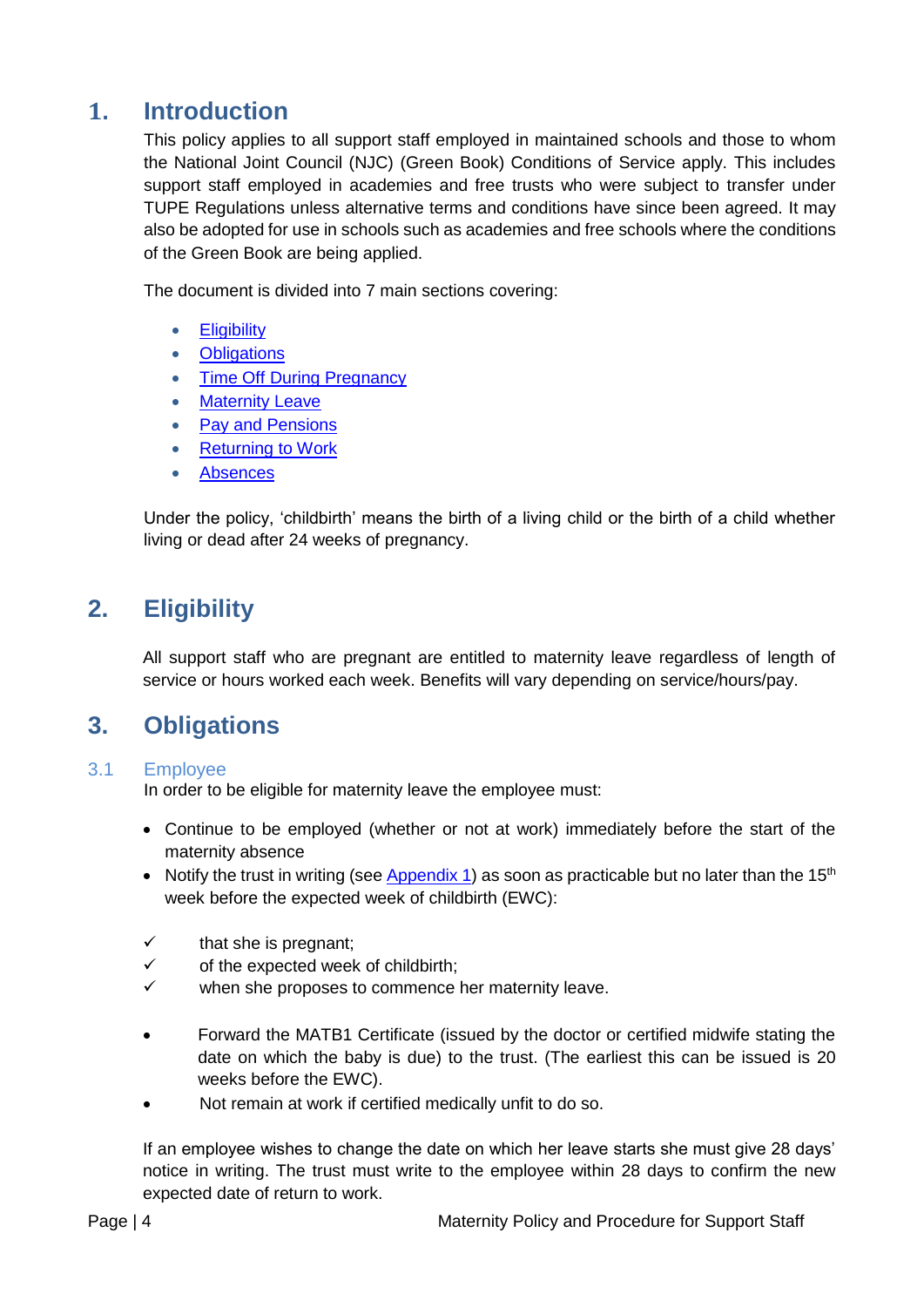## 1. Introduction

This policy applies to all support staff employed in maintained schools and those to whom the National Joint Council (NJC) (Green Book) Conditions of Service apply. This includes support staff employed in academies and free trusts who were subject to transfer under TUPE Regulations unless alternative terms and conditions have since been agreed. It may also be adopted for use in schools such as academies and free schools where the conditions of the Green Book are being applied.

The document is divided into 7 main sections covering:

- Eligibility
- Obligations
- Time Off During Pregnancy
- Maternity Leave
- Pay and Pensions
- Returning to Work
- Absences

Under the policy, 'childbirth' means the birth of a living child or the birth of a child whether living or dead after 24 weeks of pregnancy.

## 2. Eligibility

All support staff who are pregnant are entitled to maternity leave regardless of length of service or hours worked each week. Benefits will vary depending on service/hours/pay.

## 3. Obligations

### 3.1 Employee

In order to be eligible for maternity leave the employee must:

- Continue to be employed (whether or not at work) immediately before the start of the maternity absence
- Notify the trust in writing (see Appendix 1) as soon as practicable but no later than the 15th week before the expected week of childbirth (EWC):

✓ that she is pregnant;
✓ of the expected week of childbirth;
✓ when she proposes to commence her maternity leave.

- Forward the MATB1 Certificate (issued by the doctor or certified midwife stating the date on which the baby is due) to the trust. (The earliest this can be issued is 20 weeks before the EWC).
- Not remain at work if certified medically unfit to do so.

If an employee wishes to change the date on which her leave starts she must give 28 days' notice in writing. The trust must write to the employee within 28 days to confirm the new expected date of return to work.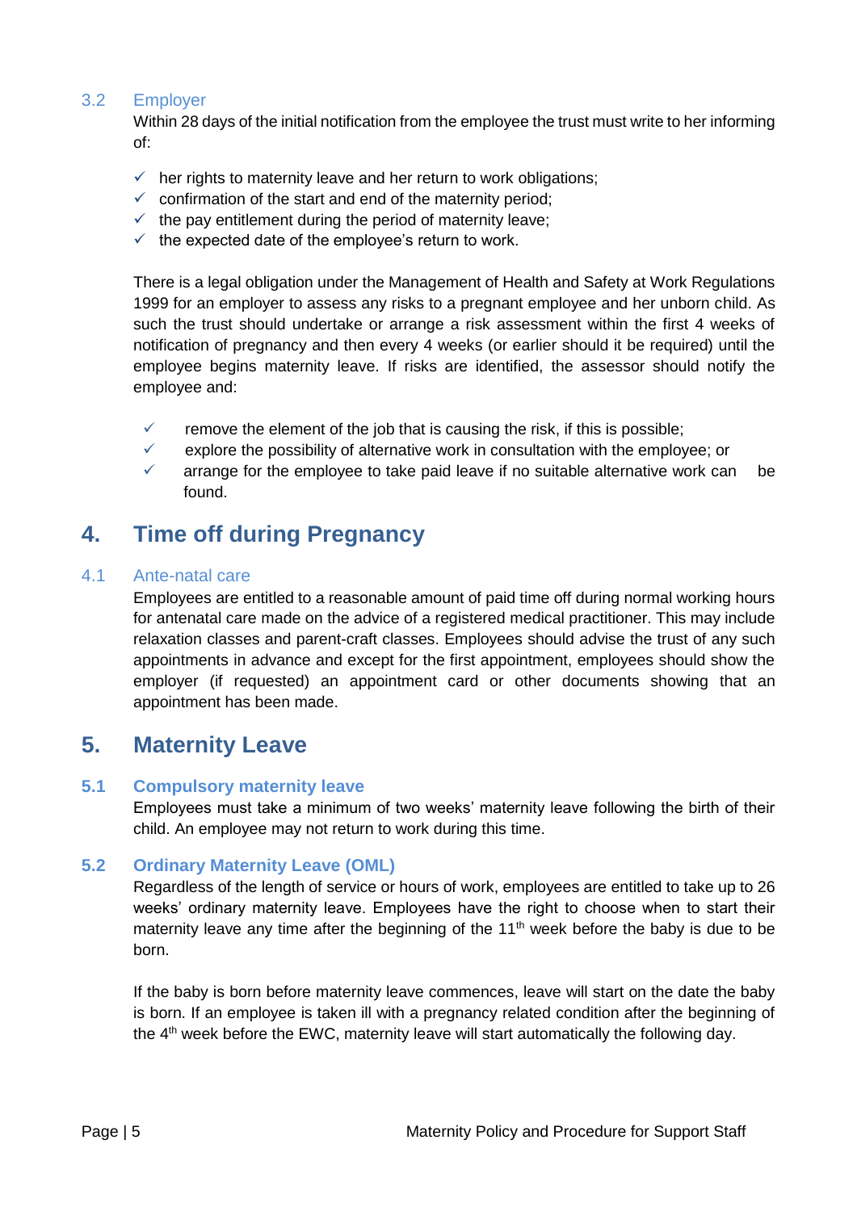### 3.2 Employer

Within 28 days of the initial notification from the employee the trust must write to her informing of:

- ✓ her rights to maternity leave and her return to work obligations;
- ✓ confirmation of the start and end of the maternity period;
- ✓ the pay entitlement during the period of maternity leave;
- ✓ the expected date of the employee's return to work.

There is a legal obligation under the Management of Health and Safety at Work Regulations 1999 for an employer to assess any risks to a pregnant employee and her unborn child. As such the trust should undertake or arrange a risk assessment within the first 4 weeks of notification of pregnancy and then every 4 weeks (or earlier should it be required) until the employee begins maternity leave. If risks are identified, the assessor should notify the employee and:

- ✓ remove the element of the job that is causing the risk, if this is possible;
- ✓ explore the possibility of alternative work in consultation with the employee; or
- ✓ arrange for the employee to take paid leave if no suitable alternative work can be found.

## 4. Time off during Pregnancy

### 4.1 Ante-natal care

Employees are entitled to a reasonable amount of paid time off during normal working hours for antenatal care made on the advice of a registered medical practitioner. This may include relaxation classes and parent-craft classes. Employees should advise the trust of any such appointments in advance and except for the first appointment, employees should show the employer (if requested) an appointment card or other documents showing that an appointment has been made.

## 5. Maternity Leave

### 5.1 Compulsory maternity leave

Employees must take a minimum of two weeks' maternity leave following the birth of their child. An employee may not return to work during this time.

### 5.2 Ordinary Maternity Leave (OML)

Regardless of the length of service or hours of work, employees are entitled to take up to 26 weeks' ordinary maternity leave. Employees have the right to choose when to start their maternity leave any time after the beginning of the 11th week before the baby is due to be born.

If the baby is born before maternity leave commences, leave will start on the date the baby is born. If an employee is taken ill with a pregnancy related condition after the beginning of the 4th week before the EWC, maternity leave will start automatically the following day.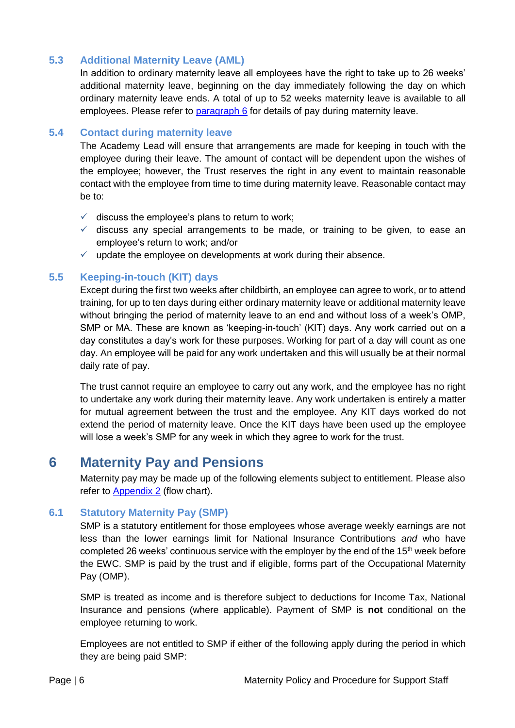### 5.3 Additional Maternity Leave (AML)

In addition to ordinary maternity leave all employees have the right to take up to 26 weeks' additional maternity leave, beginning on the day immediately following the day on which ordinary maternity leave ends. A total of up to 52 weeks maternity leave is available to all employees. Please refer to paragraph 6 for details of pay during maternity leave.

### 5.4 Contact during maternity leave

The Academy Lead will ensure that arrangements are made for keeping in touch with the employee during their leave. The amount of contact will be dependent upon the wishes of the employee; however, the Trust reserves the right in any event to maintain reasonable contact with the employee from time to time during maternity leave. Reasonable contact may be to:

- ✓ discuss the employee's plans to return to work;
- ✓ discuss any special arrangements to be made, or training to be given, to ease an employee's return to work; and/or
- ✓ update the employee on developments at work during their absence.

### 5.5 Keeping-in-touch (KIT) days

Except during the first two weeks after childbirth, an employee can agree to work, or to attend training, for up to ten days during either ordinary maternity leave or additional maternity leave without bringing the period of maternity leave to an end and without loss of a week's OMP, SMP or MA. These are known as 'keeping-in-touch' (KIT) days. Any work carried out on a day constitutes a day's work for these purposes. Working for part of a day will count as one day. An employee will be paid for any work undertaken and this will usually be at their normal daily rate of pay.

The trust cannot require an employee to carry out any work, and the employee has no right to undertake any work during their maternity leave. Any work undertaken is entirely a matter for mutual agreement between the trust and the employee. Any KIT days worked do not extend the period of maternity leave. Once the KIT days have been used up the employee will lose a week's SMP for any week in which they agree to work for the trust.

## 6 Maternity Pay and Pensions

Maternity pay may be made up of the following elements subject to entitlement. Please also refer to Appendix 2 (flow chart).

### 6.1 Statutory Maternity Pay (SMP)

SMP is a statutory entitlement for those employees whose average weekly earnings are not less than the lower earnings limit for National Insurance Contributions *and* who have completed 26 weeks' continuous service with the employer by the end of the 15th week before the EWC. SMP is paid by the trust and if eligible, forms part of the Occupational Maternity Pay (OMP).

SMP is treated as income and is therefore subject to deductions for Income Tax, National Insurance and pensions (where applicable). Payment of SMP is **not** conditional on the employee returning to work.

Employees are not entitled to SMP if either of the following apply during the period in which they are being paid SMP: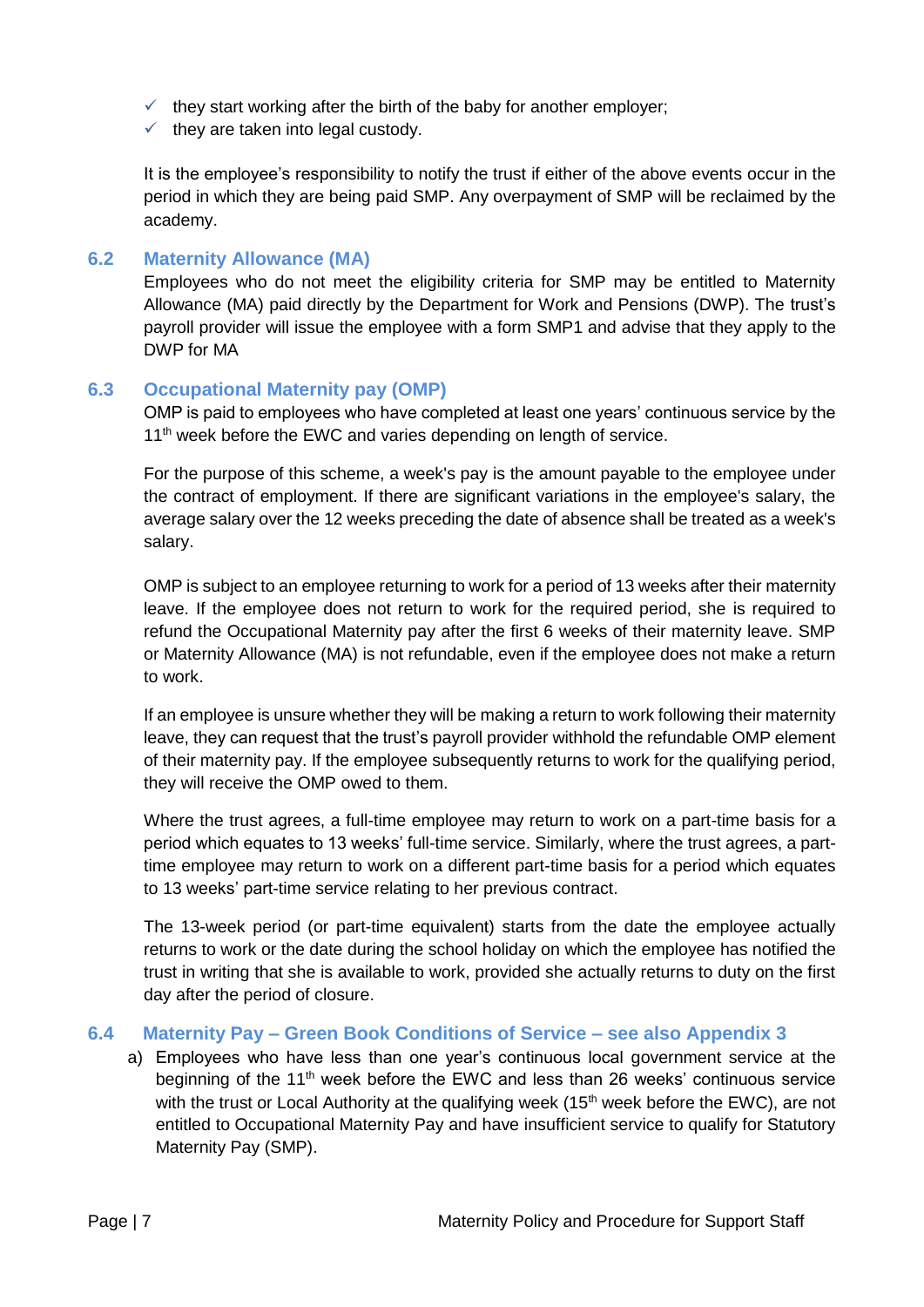- ✓ they start working after the birth of the baby for another employer;
- ✓ they are taken into legal custody.

It is the employee's responsibility to notify the trust if either of the above events occur in the period in which they are being paid SMP. Any overpayment of SMP will be reclaimed by the academy.

## 6.2 Maternity Allowance (MA)

Employees who do not meet the eligibility criteria for SMP may be entitled to Maternity Allowance (MA) paid directly by the Department for Work and Pensions (DWP). The trust's payroll provider will issue the employee with a form SMP1 and advise that they apply to the DWP for MA

## 6.3 Occupational Maternity pay (OMP)

OMP is paid to employees who have completed at least one years' continuous service by the 11th week before the EWC and varies depending on length of service.

For the purpose of this scheme, a week's pay is the amount payable to the employee under the contract of employment. If there are significant variations in the employee's salary, the average salary over the 12 weeks preceding the date of absence shall be treated as a week's salary.

OMP is subject to an employee returning to work for a period of 13 weeks after their maternity leave. If the employee does not return to work for the required period, she is required to refund the Occupational Maternity pay after the first 6 weeks of their maternity leave. SMP or Maternity Allowance (MA) is not refundable, even if the employee does not make a return to work.

If an employee is unsure whether they will be making a return to work following their maternity leave, they can request that the trust's payroll provider withhold the refundable OMP element of their maternity pay. If the employee subsequently returns to work for the qualifying period, they will receive the OMP owed to them.

Where the trust agrees, a full-time employee may return to work on a part-time basis for a period which equates to 13 weeks' full-time service. Similarly, where the trust agrees, a part-time employee may return to work on a different part-time basis for a period which equates to 13 weeks' part-time service relating to her previous contract.

The 13-week period (or part-time equivalent) starts from the date the employee actually returns to work or the date during the school holiday on which the employee has notified the trust in writing that she is available to work, provided she actually returns to duty on the first day after the period of closure.

## 6.4 Maternity Pay – Green Book Conditions of Service – see also Appendix 3

a) Employees who have less than one year's continuous local government service at the beginning of the 11th week before the EWC and less than 26 weeks' continuous service with the trust or Local Authority at the qualifying week (15th week before the EWC), are not entitled to Occupational Maternity Pay and have insufficient service to qualify for Statutory Maternity Pay (SMP).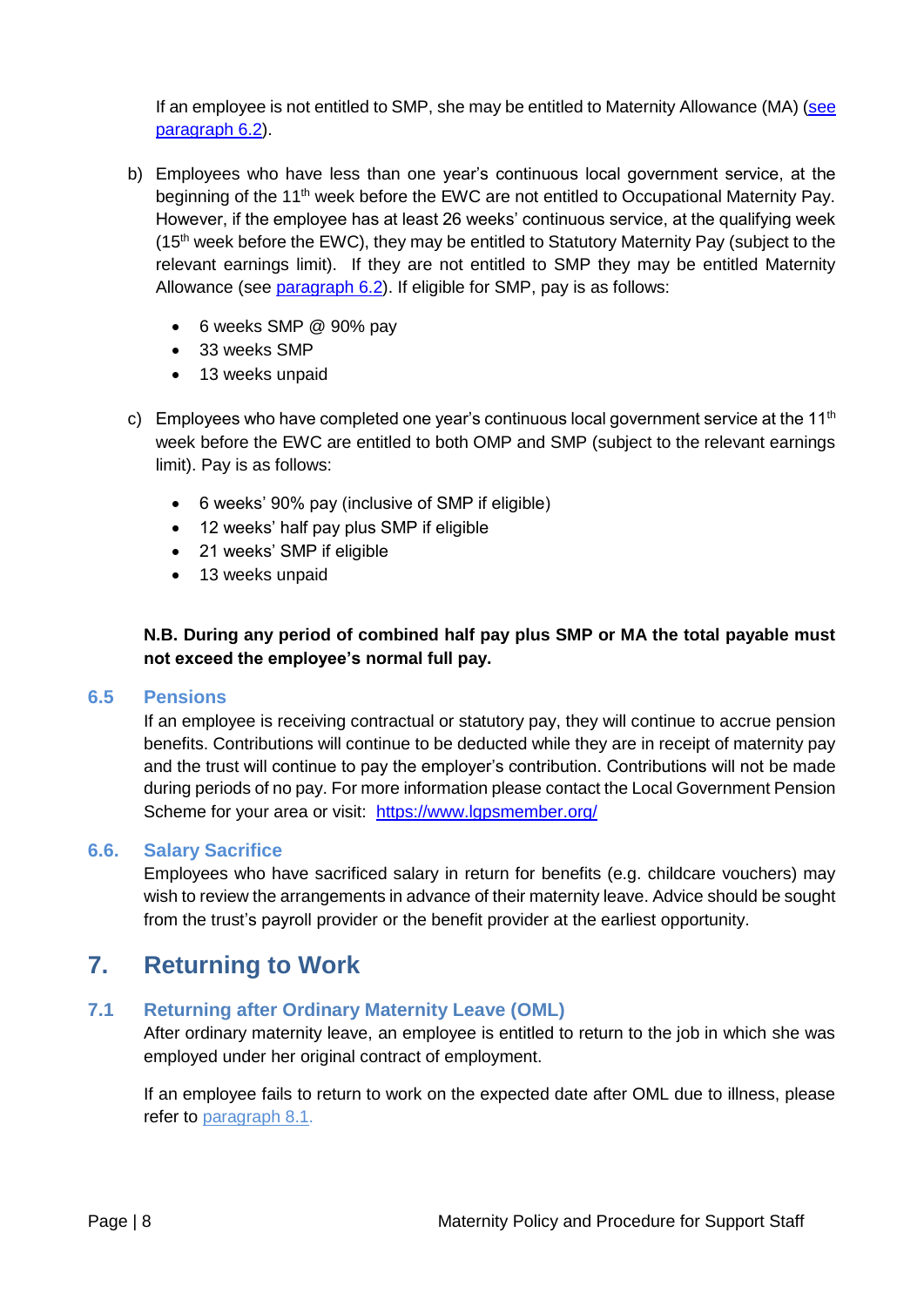If an employee is not entitled to SMP, she may be entitled to Maternity Allowance (MA) (see paragraph 6.2).

b) Employees who have less than one year's continuous local government service, at the beginning of the 11th week before the EWC are not entitled to Occupational Maternity Pay. However, if the employee has at least 26 weeks' continuous service, at the qualifying week (15th week before the EWC), they may be entitled to Statutory Maternity Pay (subject to the relevant earnings limit). If they are not entitled to SMP they may be entitled Maternity Allowance (see paragraph 6.2). If eligible for SMP, pay is as follows:

- 6 weeks SMP @ 90% pay
- 33 weeks SMP
- 13 weeks unpaid

c) Employees who have completed one year's continuous local government service at the 11th week before the EWC are entitled to both OMP and SMP (subject to the relevant earnings limit). Pay is as follows:

- 6 weeks' 90% pay (inclusive of SMP if eligible)
- 12 weeks' half pay plus SMP if eligible
- 21 weeks' SMP if eligible
- 13 weeks unpaid

**N.B. During any period of combined half pay plus SMP or MA the total payable must not exceed the employee's normal full pay.**

### 6.5 Pensions

If an employee is receiving contractual or statutory pay, they will continue to accrue pension benefits. Contributions will continue to be deducted while they are in receipt of maternity pay and the trust will continue to pay the employer's contribution. Contributions will not be made during periods of no pay. For more information please contact the Local Government Pension Scheme for your area or visit: https://www.lgpsmember.org/

### 6.6. Salary Sacrifice

Employees who have sacrificed salary in return for benefits (e.g. childcare vouchers) may wish to review the arrangements in advance of their maternity leave. Advice should be sought from the trust's payroll provider or the benefit provider at the earliest opportunity.

## 7. Returning to Work

### 7.1 Returning after Ordinary Maternity Leave (OML)

After ordinary maternity leave, an employee is entitled to return to the job in which she was employed under her original contract of employment.

If an employee fails to return to work on the expected date after OML due to illness, please refer to paragraph 8.1.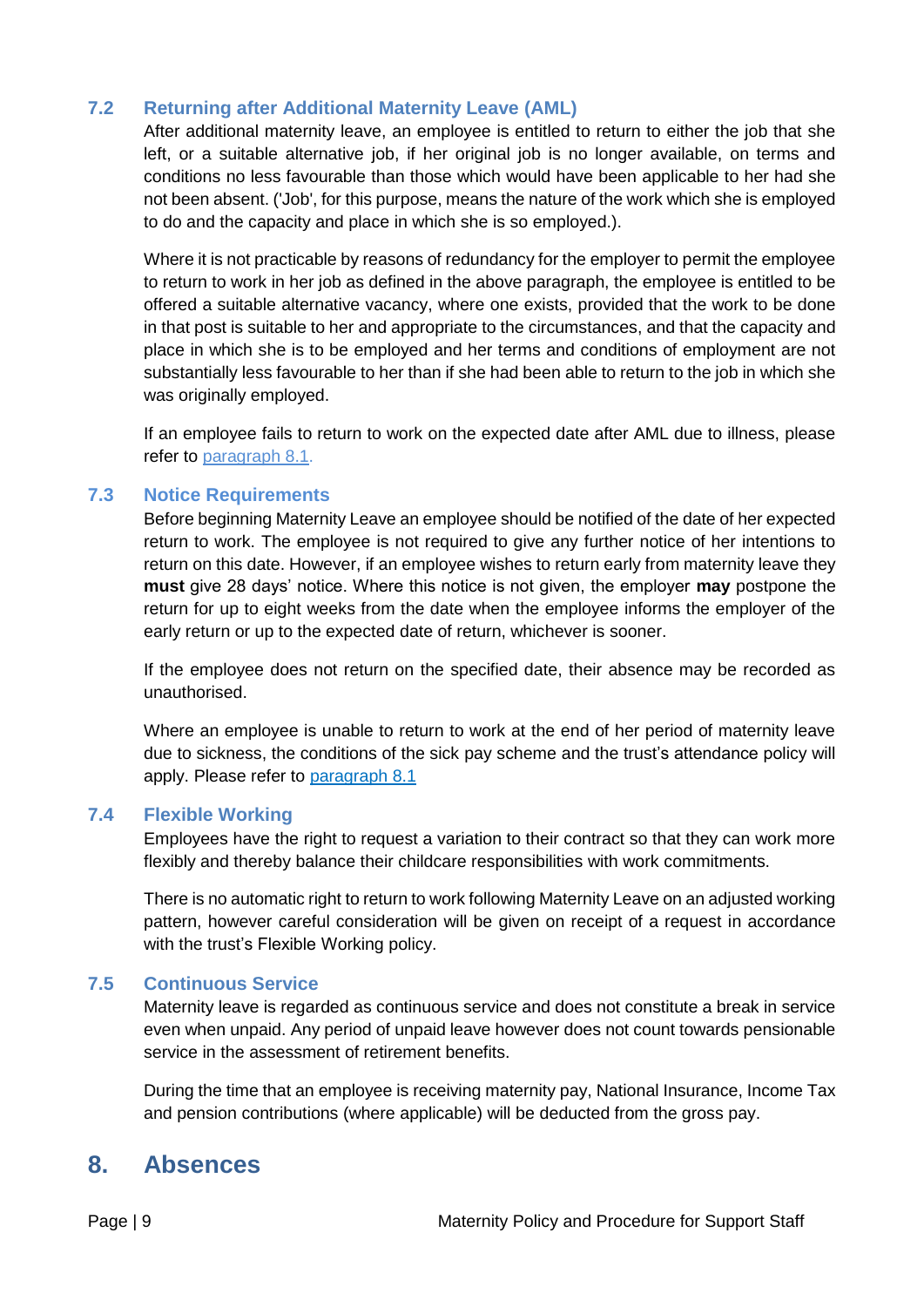### 7.2 Returning after Additional Maternity Leave (AML)

After additional maternity leave, an employee is entitled to return to either the job that she left, or a suitable alternative job, if her original job is no longer available, on terms and conditions no less favourable than those which would have been applicable to her had she not been absent. ('Job', for this purpose, means the nature of the work which she is employed to do and the capacity and place in which she is so employed.).

Where it is not practicable by reasons of redundancy for the employer to permit the employee to return to work in her job as defined in the above paragraph, the employee is entitled to be offered a suitable alternative vacancy, where one exists, provided that the work to be done in that post is suitable to her and appropriate to the circumstances, and that the capacity and place in which she is to be employed and her terms and conditions of employment are not substantially less favourable to her than if she had been able to return to the job in which she was originally employed.

If an employee fails to return to work on the expected date after AML due to illness, please refer to paragraph 8.1.

### 7.3 Notice Requirements

Before beginning Maternity Leave an employee should be notified of the date of her expected return to work. The employee is not required to give any further notice of her intentions to return on this date. However, if an employee wishes to return early from maternity leave they **must** give 28 days' notice. Where this notice is not given, the employer **may** postpone the return for up to eight weeks from the date when the employee informs the employer of the early return or up to the expected date of return, whichever is sooner.

If the employee does not return on the specified date, their absence may be recorded as unauthorised.

Where an employee is unable to return to work at the end of her period of maternity leave due to sickness, the conditions of the sick pay scheme and the trust's attendance policy will apply. Please refer to paragraph 8.1

### 7.4 Flexible Working

Employees have the right to request a variation to their contract so that they can work more flexibly and thereby balance their childcare responsibilities with work commitments.

There is no automatic right to return to work following Maternity Leave on an adjusted working pattern, however careful consideration will be given on receipt of a request in accordance with the trust's Flexible Working policy.

### 7.5 Continuous Service

Maternity leave is regarded as continuous service and does not constitute a break in service even when unpaid. Any period of unpaid leave however does not count towards pensionable service in the assessment of retirement benefits.

During the time that an employee is receiving maternity pay, National Insurance, Income Tax and pension contributions (where applicable) will be deducted from the gross pay.

## 8. Absences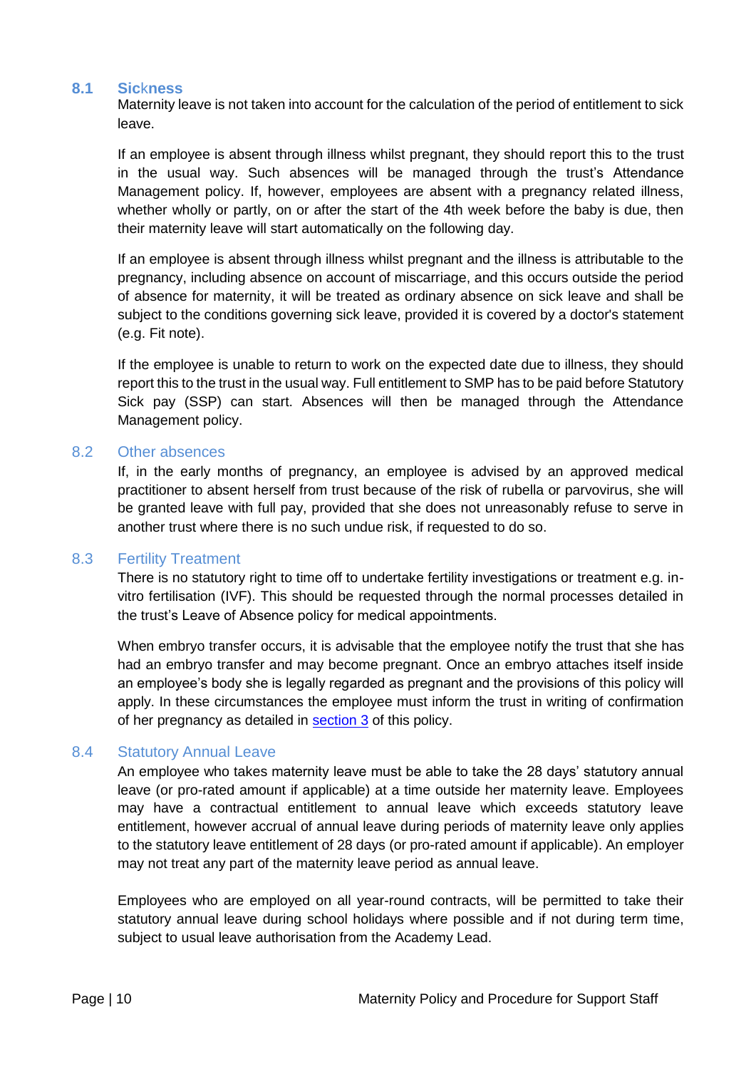### 8.1 Sickness

Maternity leave is not taken into account for the calculation of the period of entitlement to sick leave.

If an employee is absent through illness whilst pregnant, they should report this to the trust in the usual way. Such absences will be managed through the trust's Attendance Management policy. If, however, employees are absent with a pregnancy related illness, whether wholly or partly, on or after the start of the 4th week before the baby is due, then their maternity leave will start automatically on the following day.

If an employee is absent through illness whilst pregnant and the illness is attributable to the pregnancy, including absence on account of miscarriage, and this occurs outside the period of absence for maternity, it will be treated as ordinary absence on sick leave and shall be subject to the conditions governing sick leave, provided it is covered by a doctor's statement (e.g. Fit note).

If the employee is unable to return to work on the expected date due to illness, they should report this to the trust in the usual way. Full entitlement to SMP has to be paid before Statutory Sick pay (SSP) can start. Absences will then be managed through the Attendance Management policy.

### 8.2 Other absences

If, in the early months of pregnancy, an employee is advised by an approved medical practitioner to absent herself from trust because of the risk of rubella or parvovirus, she will be granted leave with full pay, provided that she does not unreasonably refuse to serve in another trust where there is no such undue risk, if requested to do so.

### 8.3 Fertility Treatment

There is no statutory right to time off to undertake fertility investigations or treatment e.g. in-vitro fertilisation (IVF). This should be requested through the normal processes detailed in the trust's Leave of Absence policy for medical appointments.

When embryo transfer occurs, it is advisable that the employee notify the trust that she has had an embryo transfer and may become pregnant. Once an embryo attaches itself inside an employee's body she is legally regarded as pregnant and the provisions of this policy will apply. In these circumstances the employee must inform the trust in writing of confirmation of her pregnancy as detailed in section 3 of this policy.

### 8.4 Statutory Annual Leave

An employee who takes maternity leave must be able to take the 28 days' statutory annual leave (or pro-rated amount if applicable) at a time outside her maternity leave. Employees may have a contractual entitlement to annual leave which exceeds statutory leave entitlement, however accrual of annual leave during periods of maternity leave only applies to the statutory leave entitlement of 28 days (or pro-rated amount if applicable). An employer may not treat any part of the maternity leave period as annual leave.

Employees who are employed on all year-round contracts, will be permitted to take their statutory annual leave during school holidays where possible and if not during term time, subject to usual leave authorisation from the Academy Lead.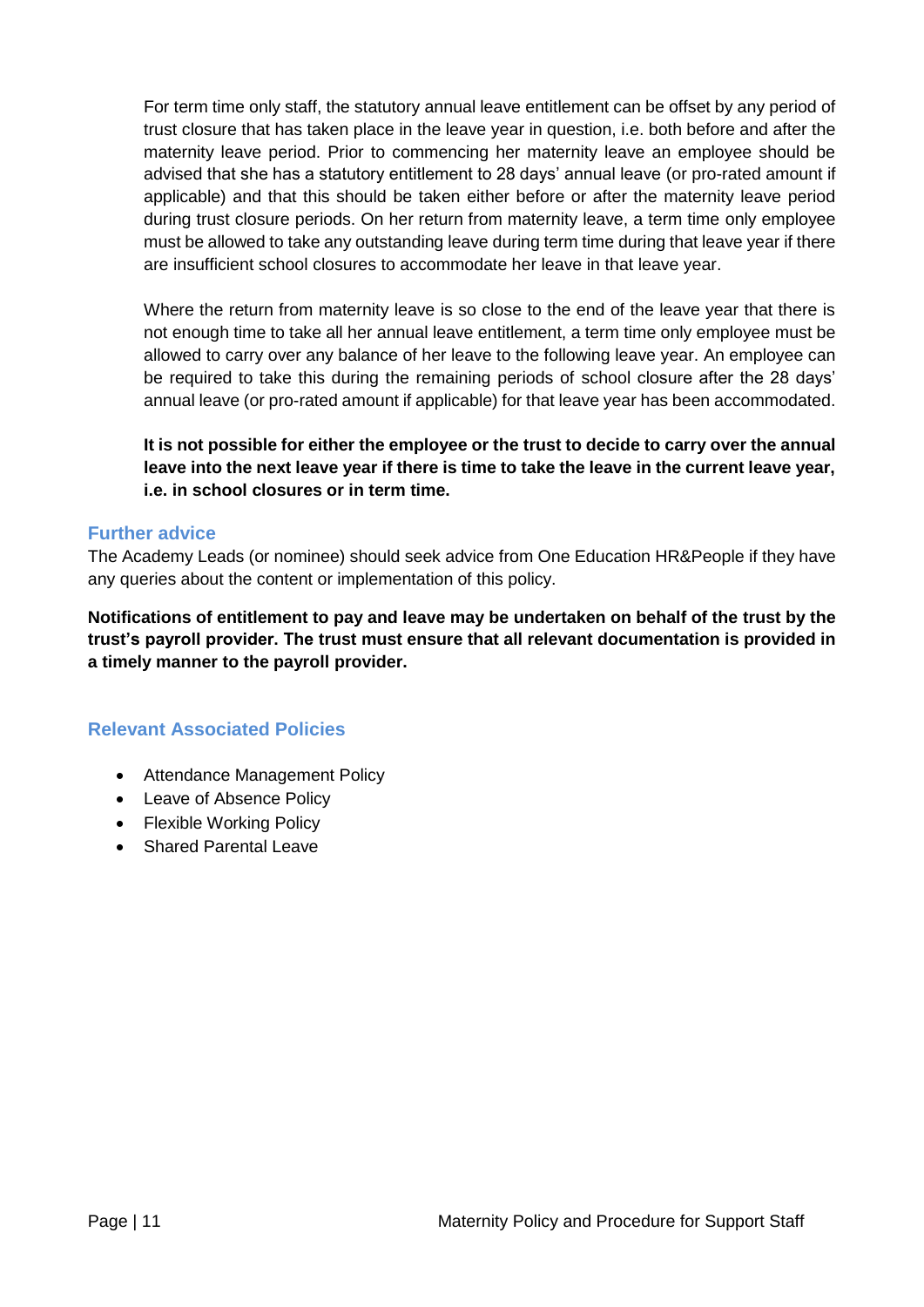For term time only staff, the statutory annual leave entitlement can be offset by any period of trust closure that has taken place in the leave year in question, i.e. both before and after the maternity leave period. Prior to commencing her maternity leave an employee should be advised that she has a statutory entitlement to 28 days' annual leave (or pro-rated amount if applicable) and that this should be taken either before or after the maternity leave period during trust closure periods. On her return from maternity leave, a term time only employee must be allowed to take any outstanding leave during term time during that leave year if there are insufficient school closures to accommodate her leave in that leave year.

Where the return from maternity leave is so close to the end of the leave year that there is not enough time to take all her annual leave entitlement, a term time only employee must be allowed to carry over any balance of her leave to the following leave year. An employee can be required to take this during the remaining periods of school closure after the 28 days' annual leave (or pro-rated amount if applicable) for that leave year has been accommodated.

**It is not possible for either the employee or the trust to decide to carry over the annual leave into the next leave year if there is time to take the leave in the current leave year, i.e. in school closures or in term time.**

## Further advice

The Academy Leads (or nominee) should seek advice from One Education HR&People if they have any queries about the content or implementation of this policy.

**Notifications of entitlement to pay and leave may be undertaken on behalf of the trust by the trust's payroll provider. The trust must ensure that all relevant documentation is provided in a timely manner to the payroll provider.**

## Relevant Associated Policies

- Attendance Management Policy
- Leave of Absence Policy
- Flexible Working Policy
- Shared Parental Leave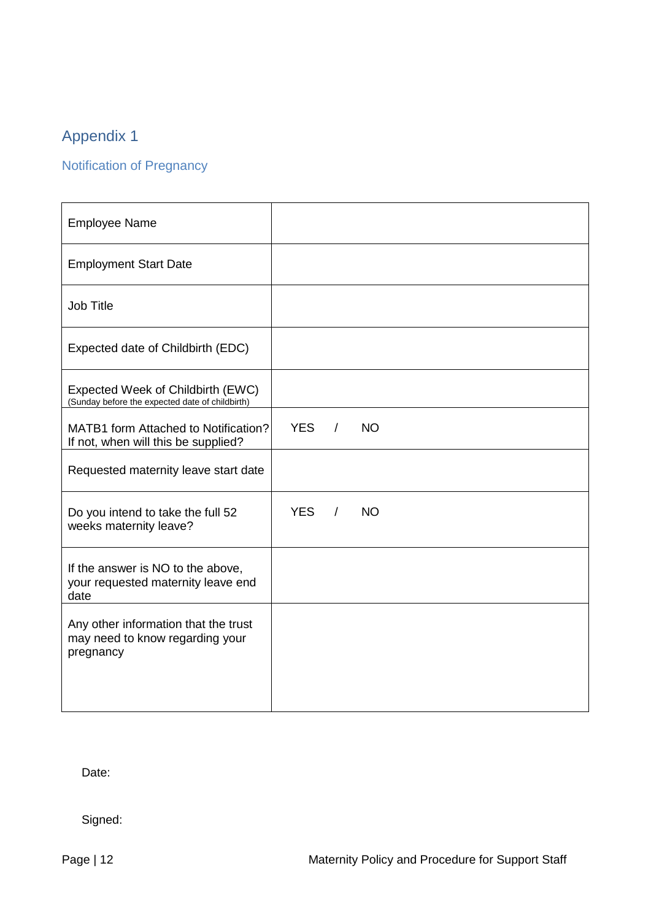# Appendix 1

## Notification of Pregnancy

| | |
|---|---|
| Employee Name | |
| Employment Start Date | |
| Job Title | |
| Expected date of Childbirth (EDC) | |
| Expected Week of Childbirth (EWC) (Sunday before the expected date of childbirth) | |
| MATB1 form Attached to Notification? If not, when will this be supplied? | YES / NO |
| Requested maternity leave start date | |
| Do you intend to take the full 52 weeks maternity leave? | YES / NO |
| If the answer is NO to the above, your requested maternity leave end date | |
| Any other information that the trust may need to know regarding your pregnancy | |

Date:

Signed: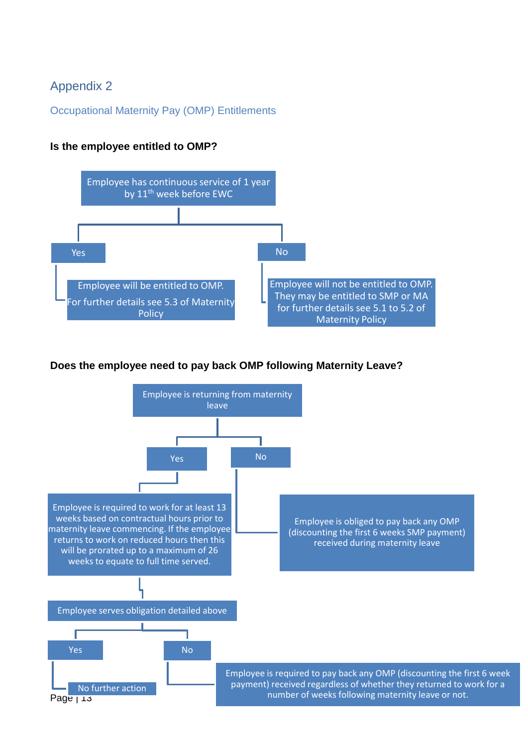## Appendix 2

### Occupational Maternity Pay (OMP) Entitlements

**Is the employee entitled to OMP?**

Employee has continuous service of 1 year by 11th week before EWC

Yes

Employee will be entitled to OMP.

For further details see 5.3 of Maternity Policy

No

Employee will not be entitled to OMP. They may be entitled to SMP or MA for further details see 5.1 to 5.2 of Maternity Policy

**Does the employee need to pay back OMP following Maternity Leave?**

Employee is returning from maternity leave

Yes

Employee is required to work for at least 13 weeks based on contractual hours prior to maternity leave commencing. If the employee returns to work on reduced hours then this will be prorated up to a maximum of 26 weeks to equate to full time served.

Employee serves obligation detailed above

Yes

No further action

No

Employee is required to pay back any OMP (discounting the first 6 week payment) received regardless of whether they returned to work for a number of weeks following maternity leave or not.

No

Employee is obliged to pay back any OMP (discounting the first 6 weeks SMP payment) received during maternity leave